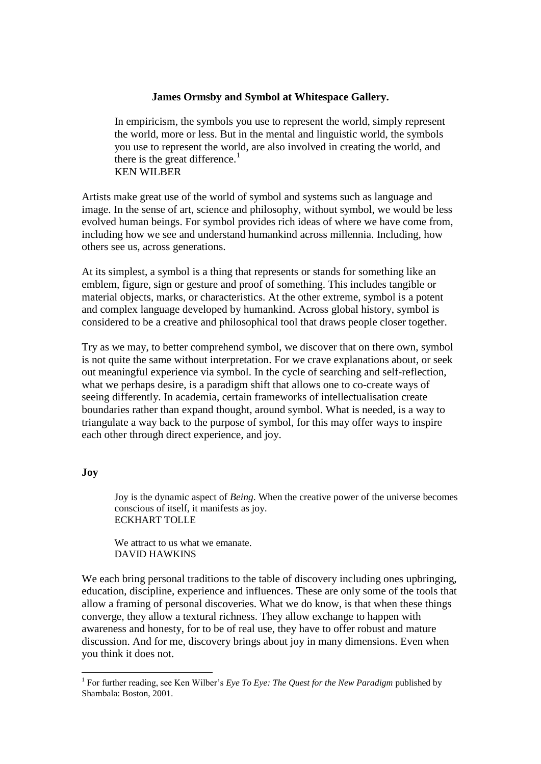**James Ormsby and Symbol at Whitespace Gallery.**

> In empiricism, the symbols you use to represent the world, simply represent the world, more or less. But in the mental and linguistic world, the symbols you use to represent the world, are also involved in creating the world, and there is the great difference.[1]
> KEN WILBER

Artists make great use of the world of symbol and systems such as language and image. In the sense of art, science and philosophy, without symbol, we would be less evolved human beings. For symbol provides rich ideas of where we have come from, including how we see and understand humankind across millennia. Including, how others see us, across generations.

At its simplest, a symbol is a thing that represents or stands for something like an emblem, figure, sign or gesture and proof of something. This includes tangible or material objects, marks, or characteristics. At the other extreme, symbol is a potent and complex language developed by humankind. Across global history, symbol is considered to be a creative and philosophical tool that draws people closer together.

Try as we may, to better comprehend symbol, we discover that on there own, symbol is not quite the same without interpretation. For we crave explanations about, or seek out meaningful experience via symbol. In the cycle of searching and self-reflection, what we perhaps desire, is a paradigm shift that allows one to co-create ways of seeing differently. In academia, certain frameworks of intellectualisation create boundaries rather than expand thought, around symbol. What is needed, is a way to triangulate a way back to the purpose of symbol, for this may offer ways to inspire each other through direct experience, and joy.

**Joy**

> Joy is the dynamic aspect of *Being*. When the creative power of the universe becomes conscious of itself, it manifests as joy.
> ECKHART TOLLE

> We attract to us what we emanate.
> DAVID HAWKINS

We each bring personal traditions to the table of discovery including ones upbringing, education, discipline, experience and influences. These are only some of the tools that allow a framing of personal discoveries. What we do know, is that when these things converge, they allow a textural richness. They allow exchange to happen with awareness and honesty, for to be of real use, they have to offer robust and mature discussion. And for me, discovery brings about joy in many dimensions. Even when you think it does not.

[1] For further reading, see Ken Wilber's *Eye To Eye: The Quest for the New Paradigm* published by Shambala: Boston, 2001.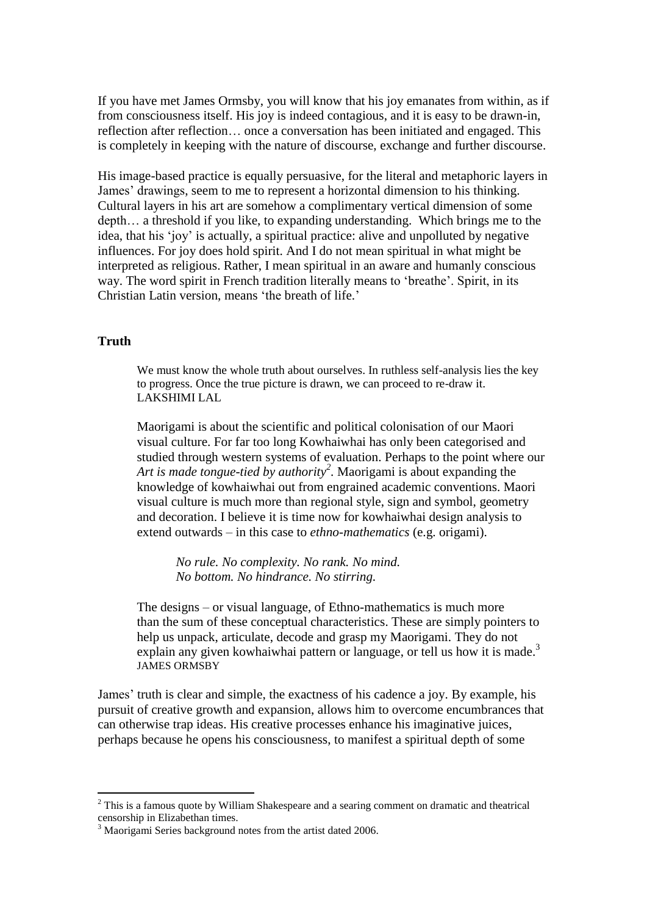If you have met James Ormsby, you will know that his joy emanates from within, as if from consciousness itself. His joy is indeed contagious, and it is easy to be drawn-in, reflection after reflection… once a conversation has been initiated and engaged. This is completely in keeping with the nature of discourse, exchange and further discourse.

His image-based practice is equally persuasive, for the literal and metaphoric layers in James' drawings, seem to me to represent a horizontal dimension to his thinking. Cultural layers in his art are somehow a complimentary vertical dimension of some depth… a threshold if you like, to expanding understanding. Which brings me to the idea, that his 'joy' is actually, a spiritual practice: alive and unpolluted by negative influences. For joy does hold spirit. And I do not mean spiritual in what might be interpreted as religious. Rather, I mean spiritual in an aware and humanly conscious way. The word spirit in French tradition literally means to 'breathe'. Spirit, in its Christian Latin version, means 'the breath of life.'

## Truth

> We must know the whole truth about ourselves. In ruthless self-analysis lies the key to progress. Once the true picture is drawn, we can proceed to re-draw it.
> LAKSHIMI LAL
>
> Maorigami is about the scientific and political colonisation of our Maori visual culture. For far too long Kowhaiwhai has only been categorised and studied through western systems of evaluation. Perhaps to the point where our *Art is made tongue-tied by authority*[2]. Maorigami is about expanding the knowledge of kowhaiwhai out from engrained academic conventions. Maori visual culture is much more than regional style, sign and symbol, geometry and decoration. I believe it is time now for kowhaiwhai design analysis to extend outwards – in this case to *ethno-mathematics* (e.g. origami).
>
> > *No rule. No complexity. No rank. No mind.*
> > *No bottom. No hindrance. No stirring.*
>
> The designs – or visual language, of Ethno-mathematics is much more than the sum of these conceptual characteristics. These are simply pointers to help us unpack, articulate, decode and grasp my Maorigami. They do not explain any given kowhaiwhai pattern or language, or tell us how it is made.[3]
> JAMES ORMSBY

James' truth is clear and simple, the exactness of his cadence a joy. By example, his pursuit of creative growth and expansion, allows him to overcome encumbrances that can otherwise trap ideas. His creative processes enhance his imaginative juices, perhaps because he opens his consciousness, to manifest a spiritual depth of some

---

[2] This is a famous quote by William Shakespeare and a searing comment on dramatic and theatrical censorship in Elizabethan times.

[3] Maorigami Series background notes from the artist dated 2006.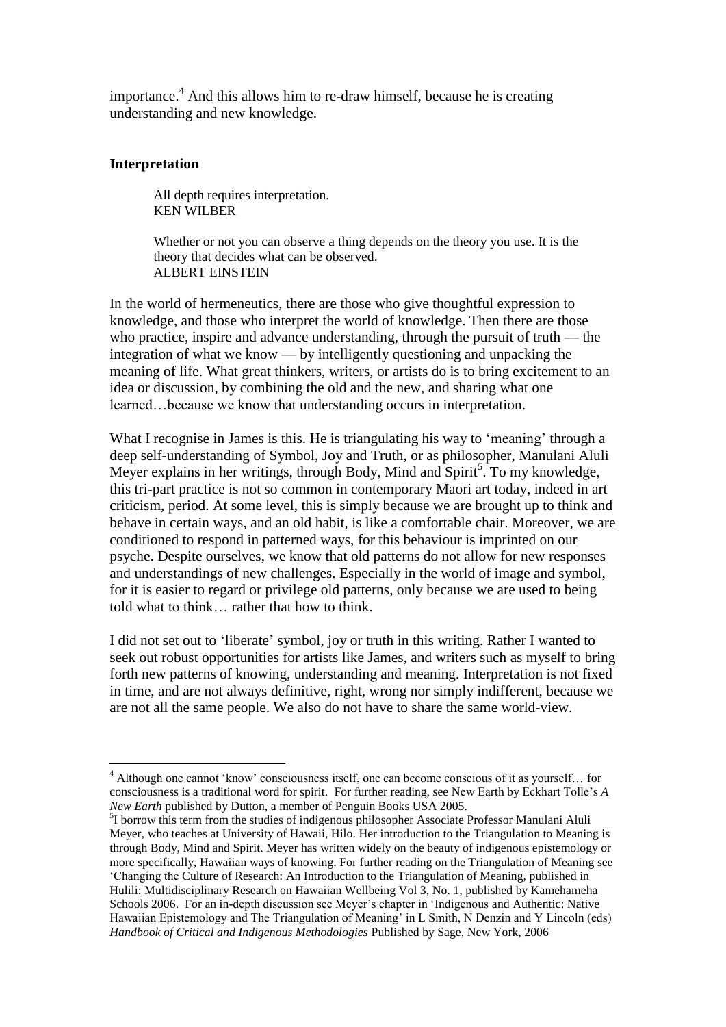importance.[4] And this allows him to re-draw himself, because he is creating understanding and new knowledge.

## Interpretation

> All depth requires interpretation.
> KEN WILBER

> Whether or not you can observe a thing depends on the theory you use. It is the theory that decides what can be observed.
> ALBERT EINSTEIN

In the world of hermeneutics, there are those who give thoughtful expression to knowledge, and those who interpret the world of knowledge. Then there are those who practice, inspire and advance understanding, through the pursuit of truth — the integration of what we know — by intelligently questioning and unpacking the meaning of life. What great thinkers, writers, or artists do is to bring excitement to an idea or discussion, by combining the old and the new, and sharing what one learned…because we know that understanding occurs in interpretation.

What I recognise in James is this. He is triangulating his way to 'meaning' through a deep self-understanding of Symbol, Joy and Truth, or as philosopher, Manulani Aluli Meyer explains in her writings, through Body, Mind and Spirit[5]. To my knowledge, this tri-part practice is not so common in contemporary Maori art today, indeed in art criticism, period. At some level, this is simply because we are brought up to think and behave in certain ways, and an old habit, is like a comfortable chair. Moreover, we are conditioned to respond in patterned ways, for this behaviour is imprinted on our psyche. Despite ourselves, we know that old patterns do not allow for new responses and understandings of new challenges. Especially in the world of image and symbol, for it is easier to regard or privilege old patterns, only because we are used to being told what to think… rather that how to think.

I did not set out to 'liberate' symbol, joy or truth in this writing. Rather I wanted to seek out robust opportunities for artists like James, and writers such as myself to bring forth new patterns of knowing, understanding and meaning. Interpretation is not fixed in time, and are not always definitive, right, wrong nor simply indifferent, because we are not all the same people. We also do not have to share the same world-view.

---

[4] Although one cannot 'know' consciousness itself, one can become conscious of it as yourself… for consciousness is a traditional word for spirit. For further reading, see New Earth by Eckhart Tolle's *A New Earth* published by Dutton, a member of Penguin Books USA 2005.

[5] I borrow this term from the studies of indigenous philosopher Associate Professor Manulani Aluli Meyer, who teaches at University of Hawaii, Hilo. Her introduction to the Triangulation to Meaning is through Body, Mind and Spirit. Meyer has written widely on the beauty of indigenous epistemology or more specifically, Hawaiian ways of knowing. For further reading on the Triangulation of Meaning see 'Changing the Culture of Research: An Introduction to the Triangulation of Meaning, published in Hulili: Multidisciplinary Research on Hawaiian Wellbeing Vol 3, No. 1, published by Kamehameha Schools 2006. For an in-depth discussion see Meyer's chapter in 'Indigenous and Authentic: Native Hawaiian Epistemology and The Triangulation of Meaning' in L Smith, N Denzin and Y Lincoln (eds) *Handbook of Critical and Indigenous Methodologies* Published by Sage, New York, 2006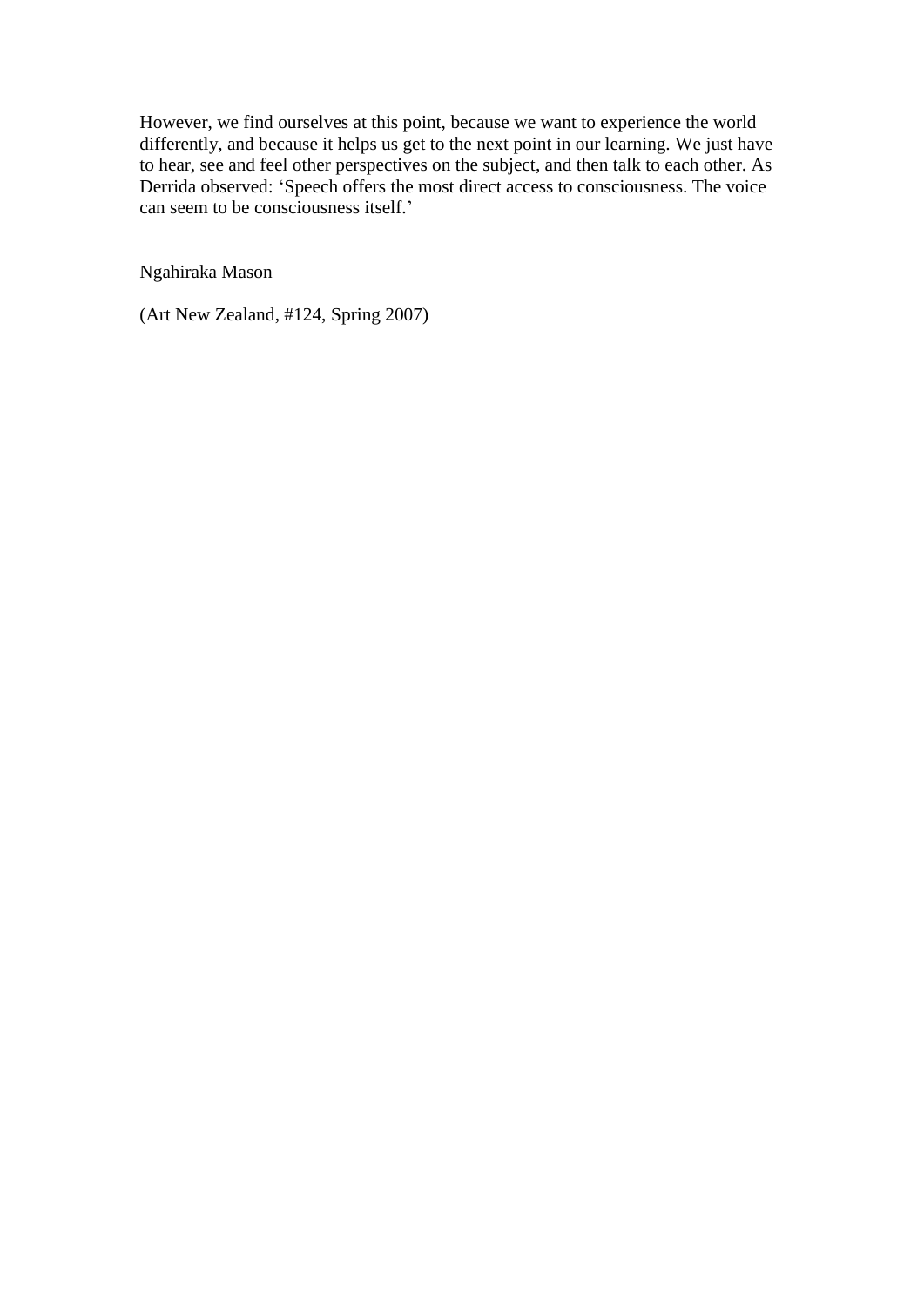However, we find ourselves at this point, because we want to experience the world differently, and because it helps us get to the next point in our learning. We just have to hear, see and feel other perspectives on the subject, and then talk to each other. As Derrida observed: 'Speech offers the most direct access to consciousness. The voice can seem to be consciousness itself.'

Ngahiraka Mason

(Art New Zealand, #124, Spring 2007)